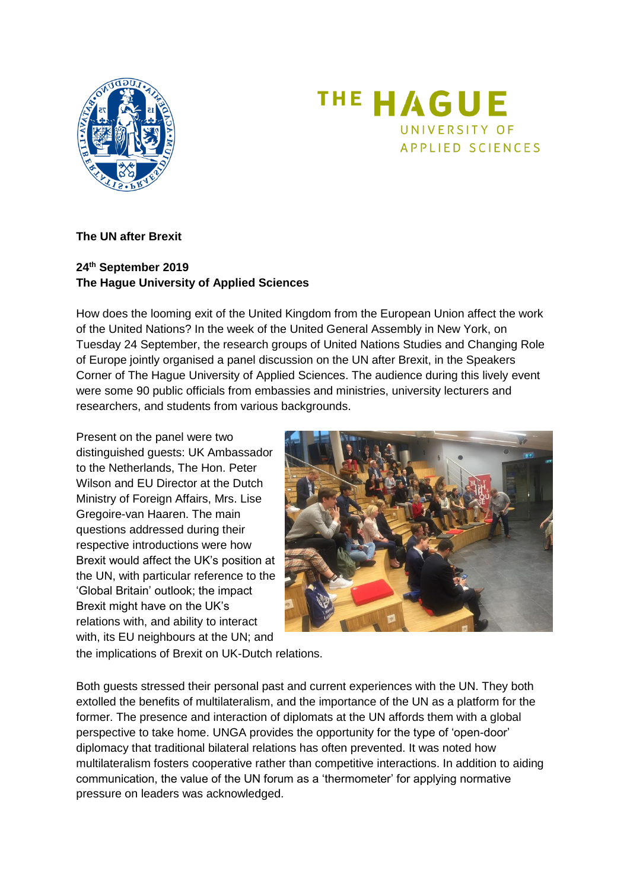**The UN after Brexit**

**24th September 2019**
**The Hague University of Applied Sciences**

How does the looming exit of the United Kingdom from the European Union affect the work of the United Nations? In the week of the United General Assembly in New York, on Tuesday 24 September, the research groups of United Nations Studies and Changing Role of Europe jointly organised a panel discussion on the UN after Brexit, in the Speakers Corner of The Hague University of Applied Sciences. The audience during this lively event were some 90 public officials from embassies and ministries, university lecturers and researchers, and students from various backgrounds.

Present on the panel were two distinguished guests: UK Ambassador to the Netherlands, The Hon. Peter Wilson and EU Director at the Dutch Ministry of Foreign Affairs, Mrs. Lise Gregoire-van Haaren. The main questions addressed during their respective introductions were how Brexit would affect the UK's position at the UN, with particular reference to the 'Global Britain' outlook; the impact Brexit might have on the UK's relations with, and ability to interact with, its EU neighbours at the UN; and the implications of Brexit on UK-Dutch relations.

Both guests stressed their personal past and current experiences with the UN. They both extolled the benefits of multilateralism, and the importance of the UN as a platform for the former. The presence and interaction of diplomats at the UN affords them with a global perspective to take home. UNGA provides the opportunity for the type of 'open-door' diplomacy that traditional bilateral relations has often prevented. It was noted how multilateralism fosters cooperative rather than competitive interactions. In addition to aiding communication, the value of the UN forum as a 'thermometer' for applying normative pressure on leaders was acknowledged.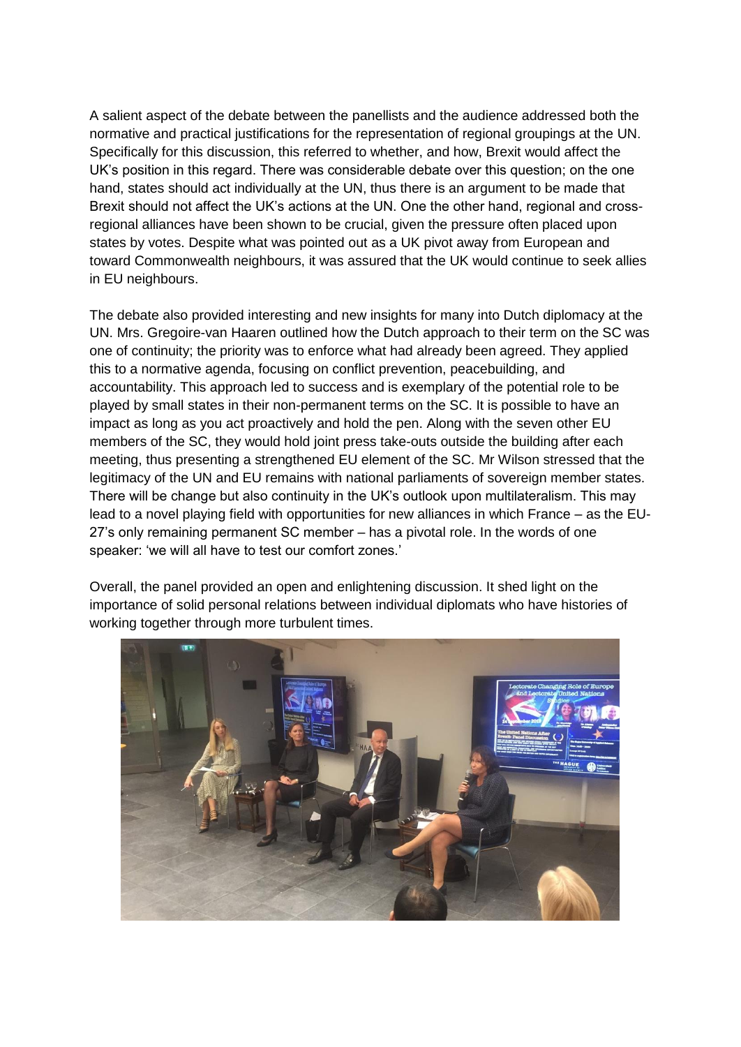A salient aspect of the debate between the panellists and the audience addressed both the normative and practical justifications for the representation of regional groupings at the UN. Specifically for this discussion, this referred to whether, and how, Brexit would affect the UK's position in this regard. There was considerable debate over this question; on the one hand, states should act individually at the UN, thus there is an argument to be made that Brexit should not affect the UK's actions at the UN. One the other hand, regional and cross-regional alliances have been shown to be crucial, given the pressure often placed upon states by votes. Despite what was pointed out as a UK pivot away from European and toward Commonwealth neighbours, it was assured that the UK would continue to seek allies in EU neighbours.

The debate also provided interesting and new insights for many into Dutch diplomacy at the UN. Mrs. Gregoire-van Haaren outlined how the Dutch approach to their term on the SC was one of continuity; the priority was to enforce what had already been agreed. They applied this to a normative agenda, focusing on conflict prevention, peacebuilding, and accountability. This approach led to success and is exemplary of the potential role to be played by small states in their non-permanent terms on the SC. It is possible to have an impact as long as you act proactively and hold the pen. Along with the seven other EU members of the SC, they would hold joint press take-outs outside the building after each meeting, thus presenting a strengthened EU element of the SC. Mr Wilson stressed that the legitimacy of the UN and EU remains with national parliaments of sovereign member states. There will be change but also continuity in the UK's outlook upon multilateralism. This may lead to a novel playing field with opportunities for new alliances in which France – as the EU-27's only remaining permanent SC member – has a pivotal role. In the words of one speaker: 'we will all have to test our comfort zones.'

Overall, the panel provided an open and enlightening discussion. It shed light on the importance of solid personal relations between individual diplomats who have histories of working together through more turbulent times.